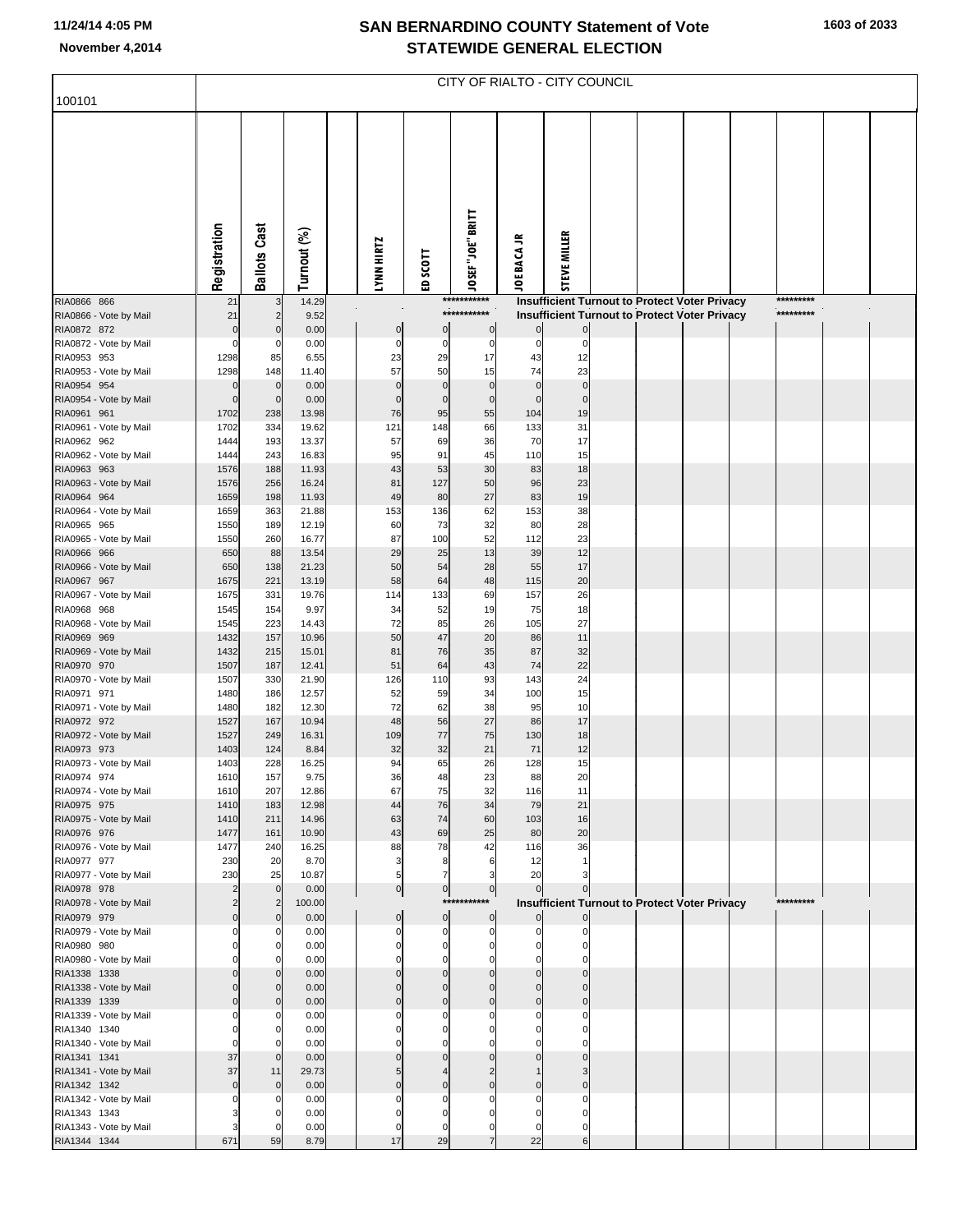# SAN BERNARDINO COUNTY Statement of Vote
## STATEWIDE GENERAL ELECTION

11/24/14 4:05 PM
November 4,2014

CITY OF RIALTO - CITY COUNCIL

100101

| | Registration | Ballots Cast | Turnout (%) | LYNN HIRTZ | ED SCOTT | JOSEF "JOE" BRITT | JOE BACA JR | STEVE MILLER |
|---|---|---|---|---|---|---|---|---|
| RIA0866 866 | 21 | 3 | 14.29 | | | *********** Insufficient Turnout to Protect Voter Privacy ********* | | |
| RIA0866 - Vote by Mail | 21 | 2 | 9.52 | | | *********** Insufficient Turnout to Protect Voter Privacy ********* | | |
| RIA0872 872 | 0 | 0 | 0.00 | 0 | 0 | 0 | 0 | 0 |
| RIA0872 - Vote by Mail | 0 | 0 | 0.00 | 0 | 0 | 0 | 0 | 0 |
| RIA0953 953 | 1298 | 85 | 6.55 | 23 | 29 | 17 | 43 | 12 |
| RIA0953 - Vote by Mail | 1298 | 148 | 11.40 | 57 | 50 | 15 | 74 | 23 |
| RIA0954 954 | 0 | 0 | 0.00 | 0 | 0 | 0 | 0 | 0 |
| RIA0954 - Vote by Mail | 0 | 0 | 0.00 | 0 | 0 | 0 | 0 | 0 |
| RIA0961 961 | 1702 | 238 | 13.98 | 76 | 95 | 55 | 104 | 19 |
| RIA0961 - Vote by Mail | 1702 | 334 | 19.62 | 121 | 148 | 66 | 133 | 31 |
| RIA0962 962 | 1444 | 193 | 13.37 | 57 | 69 | 36 | 70 | 17 |
| RIA0962 - Vote by Mail | 1444 | 243 | 16.83 | 95 | 91 | 45 | 110 | 15 |
| RIA0963 963 | 1576 | 188 | 11.93 | 43 | 53 | 30 | 83 | 18 |
| RIA0963 - Vote by Mail | 1576 | 256 | 16.24 | 81 | 127 | 50 | 96 | 23 |
| RIA0964 964 | 1659 | 198 | 11.93 | 49 | 80 | 27 | 83 | 19 |
| RIA0964 - Vote by Mail | 1659 | 363 | 21.88 | 153 | 136 | 62 | 153 | 38 |
| RIA0965 965 | 1550 | 189 | 12.19 | 60 | 73 | 32 | 80 | 28 |
| RIA0965 - Vote by Mail | 1550 | 260 | 16.77 | 87 | 100 | 52 | 112 | 23 |
| RIA0966 966 | 650 | 88 | 13.54 | 29 | 25 | 13 | 39 | 12 |
| RIA0966 - Vote by Mail | 650 | 138 | 21.23 | 50 | 54 | 28 | 55 | 17 |
| RIA0967 967 | 1675 | 221 | 13.19 | 58 | 64 | 48 | 115 | 20 |
| RIA0967 - Vote by Mail | 1675 | 331 | 19.76 | 114 | 133 | 69 | 157 | 26 |
| RIA0968 968 | 1545 | 154 | 9.97 | 34 | 52 | 19 | 75 | 18 |
| RIA0968 - Vote by Mail | 1545 | 223 | 14.43 | 72 | 85 | 26 | 105 | 27 |
| RIA0969 969 | 1432 | 157 | 10.96 | 50 | 47 | 20 | 86 | 11 |
| RIA0969 - Vote by Mail | 1432 | 215 | 15.01 | 81 | 76 | 35 | 87 | 32 |
| RIA0970 970 | 1507 | 187 | 12.41 | 51 | 64 | 43 | 74 | 22 |
| RIA0970 - Vote by Mail | 1507 | 330 | 21.90 | 126 | 110 | 93 | 143 | 24 |
| RIA0971 971 | 1480 | 186 | 12.57 | 52 | 59 | 34 | 100 | 15 |
| RIA0971 - Vote by Mail | 1480 | 182 | 12.30 | 72 | 62 | 38 | 95 | 10 |
| RIA0972 972 | 1527 | 167 | 10.94 | 48 | 56 | 27 | 86 | 17 |
| RIA0972 - Vote by Mail | 1527 | 249 | 16.31 | 109 | 77 | 75 | 130 | 18 |
| RIA0973 973 | 1403 | 124 | 8.84 | 32 | 32 | 21 | 71 | 12 |
| RIA0973 - Vote by Mail | 1403 | 228 | 16.25 | 94 | 65 | 26 | 128 | 15 |
| RIA0974 974 | 1610 | 157 | 9.75 | 36 | 48 | 23 | 88 | 20 |
| RIA0974 - Vote by Mail | 1610 | 207 | 12.86 | 67 | 75 | 32 | 116 | 11 |
| RIA0975 975 | 1410 | 183 | 12.98 | 44 | 76 | 34 | 79 | 21 |
| RIA0975 - Vote by Mail | 1410 | 211 | 14.96 | 63 | 74 | 60 | 103 | 16 |
| RIA0976 976 | 1477 | 161 | 10.90 | 43 | 69 | 25 | 80 | 20 |
| RIA0976 - Vote by Mail | 1477 | 240 | 16.25 | 88 | 78 | 42 | 116 | 36 |
| RIA0977 977 | 230 | 20 | 8.70 | 3 | 8 | 6 | 12 | 1 |
| RIA0977 - Vote by Mail | 230 | 25 | 10.87 | 5 | 7 | 3 | 20 | 3 |
| RIA0978 978 | 2 | 0 | 0.00 | 0 | 0 | 0 | 0 | 0 |
| RIA0978 - Vote by Mail | 2 | 2 | 100.00 | | | *********** Insufficient Turnout to Protect Voter Privacy ********* | | |
| RIA0979 979 | 0 | 0 | 0.00 | 0 | 0 | 0 | 0 | 0 |
| RIA0979 - Vote by Mail | 0 | 0 | 0.00 | 0 | 0 | 0 | 0 | 0 |
| RIA0980 980 | 0 | 0 | 0.00 | 0 | 0 | 0 | 0 | 0 |
| RIA0980 - Vote by Mail | 0 | 0 | 0.00 | 0 | 0 | 0 | 0 | 0 |
| RIA1338 1338 | 0 | 0 | 0.00 | 0 | 0 | 0 | 0 | 0 |
| RIA1338 - Vote by Mail | 0 | 0 | 0.00 | 0 | 0 | 0 | 0 | 0 |
| RIA1339 1339 | 0 | 0 | 0.00 | 0 | 0 | 0 | 0 | 0 |
| RIA1339 - Vote by Mail | 0 | 0 | 0.00 | 0 | 0 | 0 | 0 | 0 |
| RIA1340 1340 | 0 | 0 | 0.00 | 0 | 0 | 0 | 0 | 0 |
| RIA1340 - Vote by Mail | 0 | 0 | 0.00 | 0 | 0 | 0 | 0 | 0 |
| RIA1341 1341 | 37 | 0 | 0.00 | 0 | 0 | 0 | 0 | 0 |
| RIA1341 - Vote by Mail | 37 | 11 | 29.73 | 5 | 4 | 2 | 1 | 3 |
| RIA1342 1342 | 0 | 0 | 0.00 | 0 | 0 | 0 | 0 | 0 |
| RIA1342 - Vote by Mail | 0 | 0 | 0.00 | 0 | 0 | 0 | 0 | 0 |
| RIA1343 1343 | 3 | 0 | 0.00 | 0 | 0 | 0 | 0 | 0 |
| RIA1343 - Vote by Mail | 3 | 0 | 0.00 | 0 | 0 | 0 | 0 | 0 |
| RIA1344 1344 | 671 | 59 | 8.79 | 17 | 29 | 7 | 22 | 6 |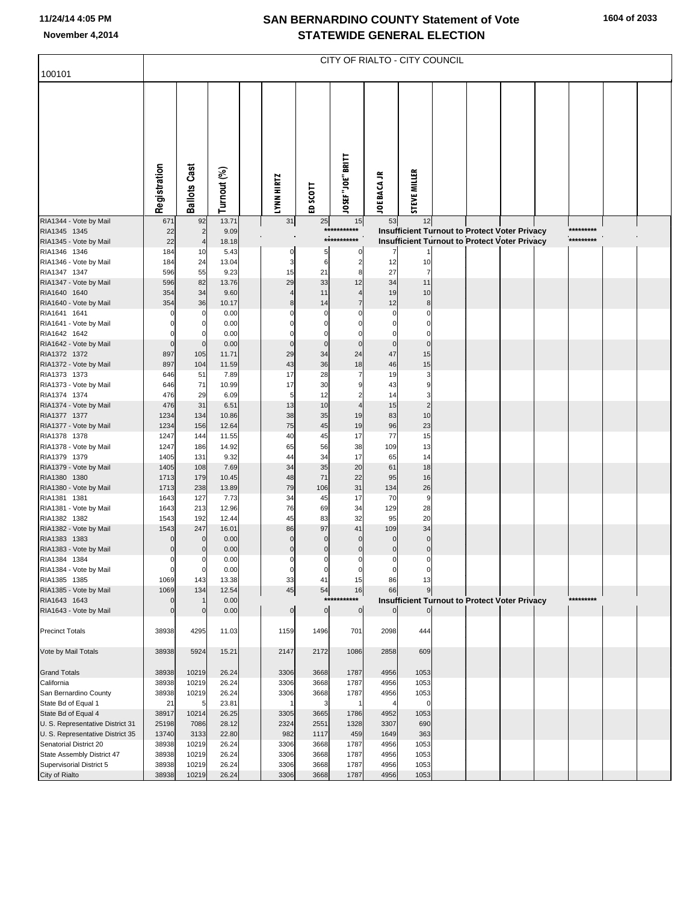# SAN BERNARDINO COUNTY Statement of Vote
# STATEWIDE GENERAL ELECTION

November 4,2014

## CITY OF RIALTO - CITY COUNCIL

100101

| | Registration | Ballots Cast | Turnout (%) | LYNN HIRTZ | ED SCOTT | JOSEF "JOE" BRITT | JOE BACA JR | STEVE MILLER |
|---|---|---|---|---|---|---|---|---|
| RIA1344 - Vote by Mail | 671 | 92 | 13.71 | 31 | 25 | 15 | 53 | 12 |
| RIA1345 1345 | 22 | 2 | 9.09 | | | *********** Insufficient Turnout to Protect Voter Privacy ********* | | |
| RIA1345 - Vote by Mail | 22 | 4 | 18.18 | | | *********** Insufficient Turnout to Protect Voter Privacy ********* | | |
| RIA1346 1346 | 184 | 10 | 5.43 | 0 | 5 | 0 | 7 | 1 |
| RIA1346 - Vote by Mail | 184 | 24 | 13.04 | 3 | 6 | 2 | 12 | 10 |
| RIA1347 1347 | 596 | 55 | 9.23 | 15 | 21 | 8 | 27 | 7 |
| RIA1347 - Vote by Mail | 596 | 82 | 13.76 | 29 | 33 | 12 | 34 | 11 |
| RIA1640 1640 | 354 | 34 | 9.60 | 4 | 11 | 4 | 19 | 10 |
| RIA1640 - Vote by Mail | 354 | 36 | 10.17 | 8 | 14 | 7 | 12 | 8 |
| RIA1641 1641 | 0 | 0 | 0.00 | 0 | 0 | 0 | 0 | 0 |
| RIA1641 - Vote by Mail | 0 | 0 | 0.00 | 0 | 0 | 0 | 0 | 0 |
| RIA1642 1642 | 0 | 0 | 0.00 | 0 | 0 | 0 | 0 | 0 |
| RIA1642 - Vote by Mail | 0 | 0 | 0.00 | 0 | 0 | 0 | 0 | 0 |
| RIA1372 1372 | 897 | 105 | 11.71 | 29 | 34 | 24 | 47 | 15 |
| RIA1372 - Vote by Mail | 897 | 104 | 11.59 | 43 | 36 | 18 | 46 | 15 |
| RIA1373 1373 | 646 | 51 | 7.89 | 17 | 28 | 7 | 19 | 3 |
| RIA1373 - Vote by Mail | 646 | 71 | 10.99 | 17 | 30 | 9 | 43 | 9 |
| RIA1374 1374 | 476 | 29 | 6.09 | 5 | 12 | 2 | 14 | 3 |
| RIA1374 - Vote by Mail | 476 | 31 | 6.51 | 13 | 10 | 4 | 15 | 2 |
| RIA1377 1377 | 1234 | 134 | 10.86 | 38 | 35 | 19 | 83 | 10 |
| RIA1377 - Vote by Mail | 1234 | 156 | 12.64 | 75 | 45 | 19 | 96 | 23 |
| RIA1378 1378 | 1247 | 144 | 11.55 | 40 | 45 | 17 | 77 | 15 |
| RIA1378 - Vote by Mail | 1247 | 186 | 14.92 | 65 | 56 | 38 | 109 | 13 |
| RIA1379 1379 | 1405 | 131 | 9.32 | 44 | 34 | 17 | 65 | 14 |
| RIA1379 - Vote by Mail | 1405 | 108 | 7.69 | 34 | 35 | 20 | 61 | 18 |
| RIA1380 1380 | 1713 | 179 | 10.45 | 48 | 71 | 22 | 95 | 16 |
| RIA1380 - Vote by Mail | 1713 | 238 | 13.89 | 79 | 106 | 31 | 134 | 26 |
| RIA1381 1381 | 1643 | 127 | 7.73 | 34 | 45 | 17 | 70 | 9 |
| RIA1381 - Vote by Mail | 1643 | 213 | 12.96 | 76 | 69 | 34 | 129 | 28 |
| RIA1382 1382 | 1543 | 192 | 12.44 | 45 | 83 | 32 | 95 | 20 |
| RIA1382 - Vote by Mail | 1543 | 247 | 16.01 | 86 | 97 | 41 | 109 | 34 |
| RIA1383 1383 | 0 | 0 | 0.00 | 0 | 0 | 0 | 0 | 0 |
| RIA1383 - Vote by Mail | 0 | 0 | 0.00 | 0 | 0 | 0 | 0 | 0 |
| RIA1384 1384 | 0 | 0 | 0.00 | 0 | 0 | 0 | 0 | 0 |
| RIA1384 - Vote by Mail | 0 | 0 | 0.00 | 0 | 0 | 0 | 0 | 0 |
| RIA1385 1385 | 1069 | 143 | 13.38 | 33 | 41 | 15 | 86 | 13 |
| RIA1385 - Vote by Mail | 1069 | 134 | 12.54 | 45 | 54 | 16 | 66 | 9 |
| RIA1643 1643 | 0 | 1 | 0.00 | | | *********** Insufficient Turnout to Protect Voter Privacy ********* | | |
| RIA1643 - Vote by Mail | 0 | 0 | 0.00 | 0 | 0 | 0 | 0 | 0 |
| Precinct Totals | 38938 | 4295 | 11.03 | 1159 | 1496 | 701 | 2098 | 444 |
| Vote by Mail Totals | 38938 | 5924 | 15.21 | 2147 | 2172 | 1086 | 2858 | 609 |
| Grand Totals | 38938 | 10219 | 26.24 | 3306 | 3668 | 1787 | 4956 | 1053 |
| California | 38938 | 10219 | 26.24 | 3306 | 3668 | 1787 | 4956 | 1053 |
| San Bernardino County | 38938 | 10219 | 26.24 | 3306 | 3668 | 1787 | 4956 | 1053 |
| State Bd of Equal 1 | 21 | 5 | 23.81 | 1 | 3 | 1 | 4 | 0 |
| State Bd of Equal 4 | 38917 | 10214 | 26.25 | 3305 | 3665 | 1786 | 4952 | 1053 |
| U. S. Representative District 31 | 25198 | 7086 | 28.12 | 2324 | 2551 | 1328 | 3307 | 690 |
| U. S. Representative District 35 | 13740 | 3133 | 22.80 | 982 | 1117 | 459 | 1649 | 363 |
| Senatorial District 20 | 38938 | 10219 | 26.24 | 3306 | 3668 | 1787 | 4956 | 1053 |
| State Assembly District 47 | 38938 | 10219 | 26.24 | 3306 | 3668 | 1787 | 4956 | 1053 |
| Supervisorial District 5 | 38938 | 10219 | 26.24 | 3306 | 3668 | 1787 | 4956 | 1053 |
| City of Rialto | 38938 | 10219 | 26.24 | 3306 | 3668 | 1787 | 4956 | 1053 |